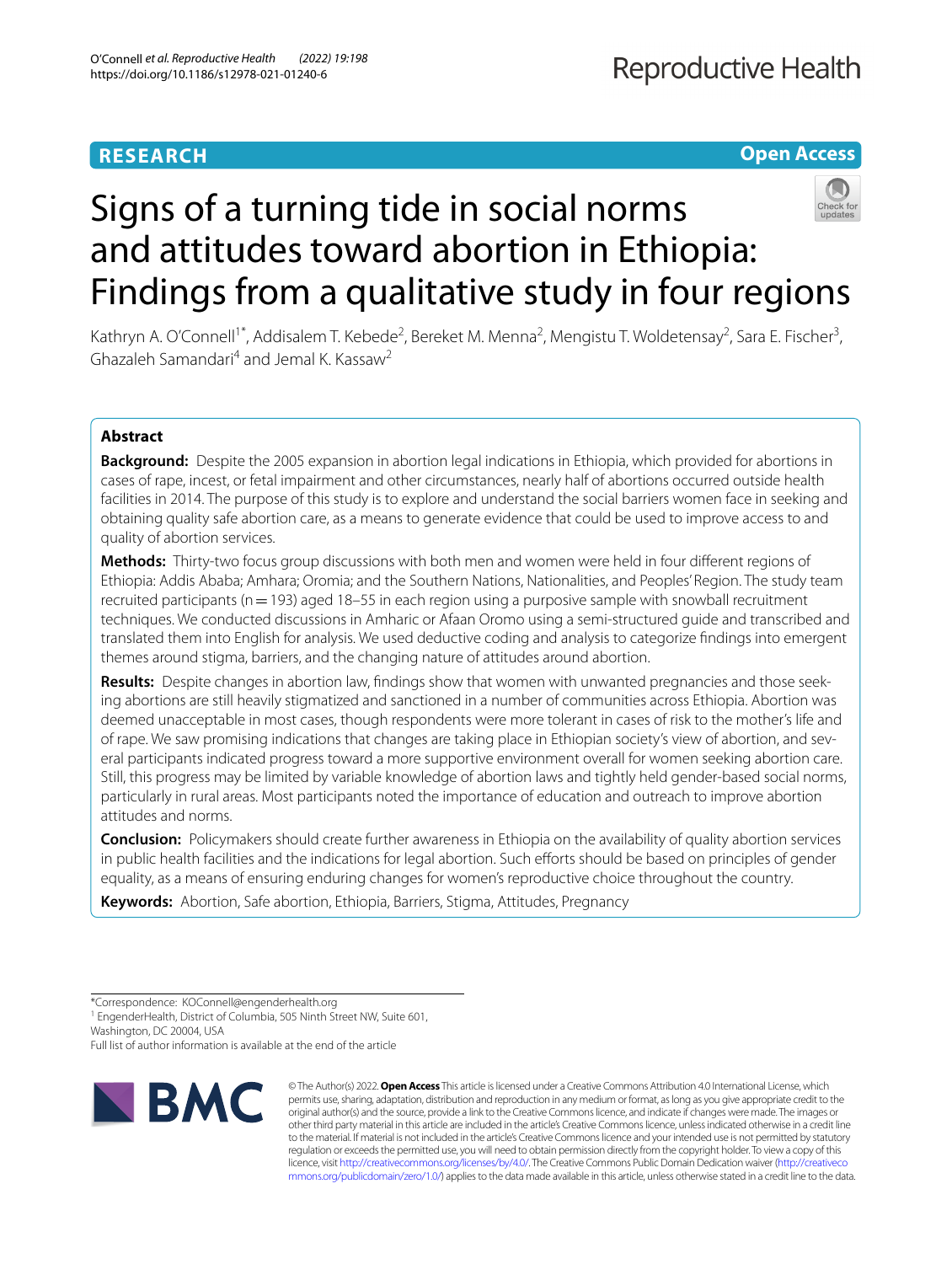RESEARCH

Open Access

# Signs of a turning tide in social norms and attitudes toward abortion in Ethiopia: Findings from a qualitative study in four regions

Kathryn A. O'Connell[1*], Addisalem T. Kebede[2], Bereket M. Menna[2], Mengistu T. Woldetensay[2], Sara E. Fischer[3], Ghazaleh Samandari[4] and Jemal K. Kassaw[2]

## Abstract

**Background:** Despite the 2005 expansion in abortion legal indications in Ethiopia, which provided for abortions in cases of rape, incest, or fetal impairment and other circumstances, nearly half of abortions occurred outside health facilities in 2014. The purpose of this study is to explore and understand the social barriers women face in seeking and obtaining quality safe abortion care, as a means to generate evidence that could be used to improve access to and quality of abortion services.

**Methods:** Thirty-two focus group discussions with both men and women were held in four different regions of Ethiopia: Addis Ababa; Amhara; Oromia; and the Southern Nations, Nationalities, and Peoples' Region. The study team recruited participants (n = 193) aged 18–55 in each region using a purposive sample with snowball recruitment techniques. We conducted discussions in Amharic or Afaan Oromo using a semi-structured guide and transcribed and translated them into English for analysis. We used deductive coding and analysis to categorize findings into emergent themes around stigma, barriers, and the changing nature of attitudes around abortion.

**Results:** Despite changes in abortion law, findings show that women with unwanted pregnancies and those seeking abortions are still heavily stigmatized and sanctioned in a number of communities across Ethiopia. Abortion was deemed unacceptable in most cases, though respondents were more tolerant in cases of risk to the mother's life and of rape. We saw promising indications that changes are taking place in Ethiopian society's view of abortion, and several participants indicated progress toward a more supportive environment overall for women seeking abortion care. Still, this progress may be limited by variable knowledge of abortion laws and tightly held gender-based social norms, particularly in rural areas. Most participants noted the importance of education and outreach to improve abortion attitudes and norms.

**Conclusion:** Policymakers should create further awareness in Ethiopia on the availability of quality abortion services in public health facilities and the indications for legal abortion. Such efforts should be based on principles of gender equality, as a means of ensuring enduring changes for women's reproductive choice throughout the country.

**Keywords:** Abortion, Safe abortion, Ethiopia, Barriers, Stigma, Attitudes, Pregnancy

*Correspondence: KOConnell@engenderhealth.org
[1] EngenderHealth, District of Columbia, 505 Ninth Street NW, Suite 601, Washington, DC 20004, USA
Full list of author information is available at the end of the article

© The Author(s) 2022. **Open Access** This article is licensed under a Creative Commons Attribution 4.0 International License, which permits use, sharing, adaptation, distribution and reproduction in any medium or format, as long as you give appropriate credit to the original author(s) and the source, provide a link to the Creative Commons licence, and indicate if changes were made. The images or other third party material in this article are included in the article's Creative Commons licence, unless indicated otherwise in a credit line to the material. If material is not included in the article's Creative Commons licence and your intended use is not permitted by statutory regulation or exceeds the permitted use, you will need to obtain permission directly from the copyright holder. To view a copy of this licence, visit http://creativecommons.org/licenses/by/4.0/. The Creative Commons Public Domain Dedication waiver (http://creativecommons.org/publicdomain/zero/1.0/) applies to the data made available in this article, unless otherwise stated in a credit line to the data.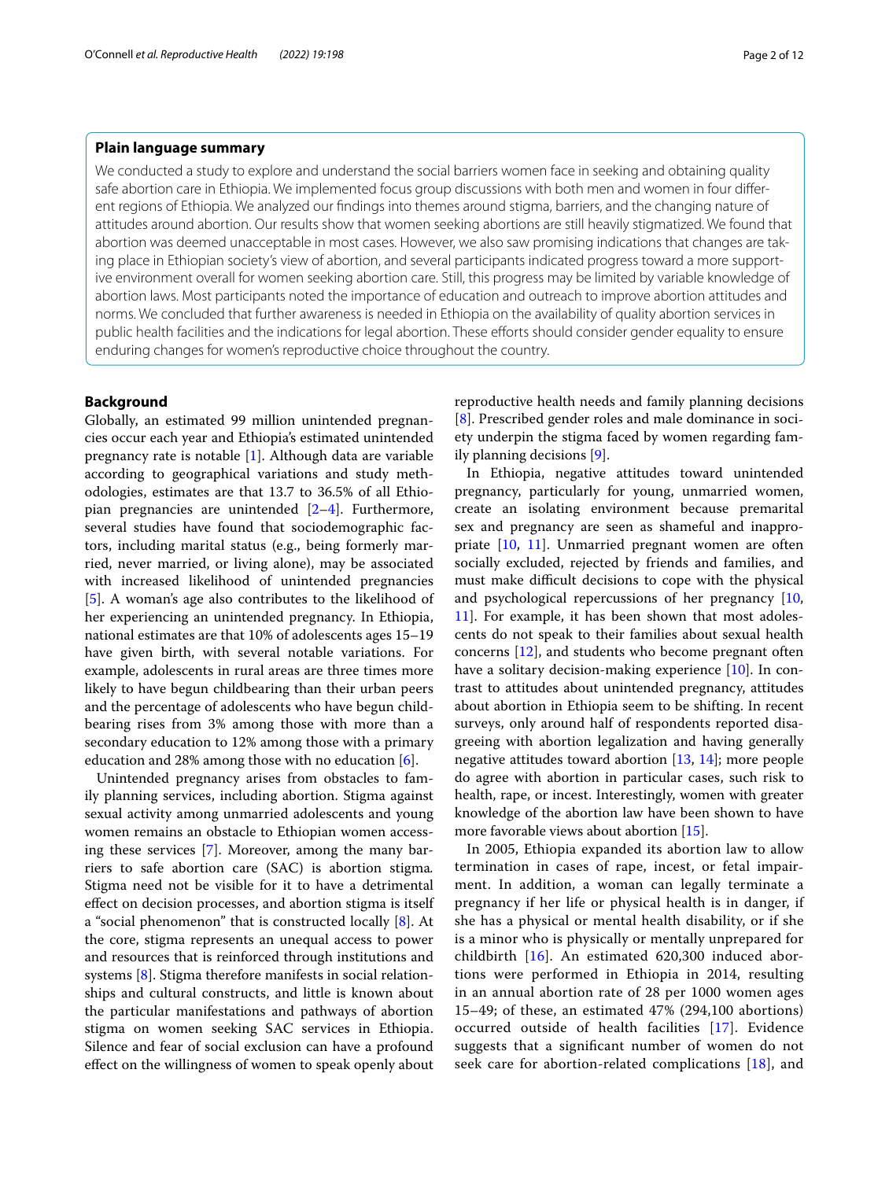**Plain language summary**

We conducted a study to explore and understand the social barriers women face in seeking and obtaining quality safe abortion care in Ethiopia. We implemented focus group discussions with both men and women in four different regions of Ethiopia. We analyzed our findings into themes around stigma, barriers, and the changing nature of attitudes around abortion. Our results show that women seeking abortions are still heavily stigmatized. We found that abortion was deemed unacceptable in most cases. However, we also saw promising indications that changes are taking place in Ethiopian society's view of abortion, and several participants indicated progress toward a more supportive environment overall for women seeking abortion care. Still, this progress may be limited by variable knowledge of abortion laws. Most participants noted the importance of education and outreach to improve abortion attitudes and norms. We concluded that further awareness is needed in Ethiopia on the availability of quality abortion services in public health facilities and the indications for legal abortion. These efforts should consider gender equality to ensure enduring changes for women's reproductive choice throughout the country.

## Background

Globally, an estimated 99 million unintended pregnancies occur each year and Ethiopia's estimated unintended pregnancy rate is notable [1]. Although data are variable according to geographical variations and study methodologies, estimates are that 13.7 to 36.5% of all Ethiopian pregnancies are unintended [2–4]. Furthermore, several studies have found that sociodemographic factors, including marital status (e.g., being formerly married, never married, or living alone), may be associated with increased likelihood of unintended pregnancies [5]. A woman's age also contributes to the likelihood of her experiencing an unintended pregnancy. In Ethiopia, national estimates are that 10% of adolescents ages 15–19 have given birth, with several notable variations. For example, adolescents in rural areas are three times more likely to have begun childbearing than their urban peers and the percentage of adolescents who have begun childbearing rises from 3% among those with more than a secondary education to 12% among those with a primary education and 28% among those with no education [6].

Unintended pregnancy arises from obstacles to family planning services, including abortion. Stigma against sexual activity among unmarried adolescents and young women remains an obstacle to Ethiopian women accessing these services [7]. Moreover, among the many barriers to safe abortion care (SAC) is abortion stigma. Stigma need not be visible for it to have a detrimental effect on decision processes, and abortion stigma is itself a "social phenomenon" that is constructed locally [8]. At the core, stigma represents an unequal access to power and resources that is reinforced through institutions and systems [8]. Stigma therefore manifests in social relationships and cultural constructs, and little is known about the particular manifestations and pathways of abortion stigma on women seeking SAC services in Ethiopia. Silence and fear of social exclusion can have a profound effect on the willingness of women to speak openly about reproductive health needs and family planning decisions [8]. Prescribed gender roles and male dominance in society underpin the stigma faced by women regarding family planning decisions [9].

In Ethiopia, negative attitudes toward unintended pregnancy, particularly for young, unmarried women, create an isolating environment because premarital sex and pregnancy are seen as shameful and inappropriate [10, 11]. Unmarried pregnant women are often socially excluded, rejected by friends and families, and must make difficult decisions to cope with the physical and psychological repercussions of her pregnancy [10, 11]. For example, it has been shown that most adolescents do not speak to their families about sexual health concerns [12], and students who become pregnant often have a solitary decision-making experience [10]. In contrast to attitudes about unintended pregnancy, attitudes about abortion in Ethiopia seem to be shifting. In recent surveys, only around half of respondents reported disagreeing with abortion legalization and having generally negative attitudes toward abortion [13, 14]; more people do agree with abortion in particular cases, such risk to health, rape, or incest. Interestingly, women with greater knowledge of the abortion law have been shown to have more favorable views about abortion [15].

In 2005, Ethiopia expanded its abortion law to allow termination in cases of rape, incest, or fetal impairment. In addition, a woman can legally terminate a pregnancy if her life or physical health is in danger, if she has a physical or mental health disability, or if she is a minor who is physically or mentally unprepared for childbirth [16]. An estimated 620,300 induced abortions were performed in Ethiopia in 2014, resulting in an annual abortion rate of 28 per 1000 women ages 15–49; of these, an estimated 47% (294,100 abortions) occurred outside of health facilities [17]. Evidence suggests that a significant number of women do not seek care for abortion-related complications [18], and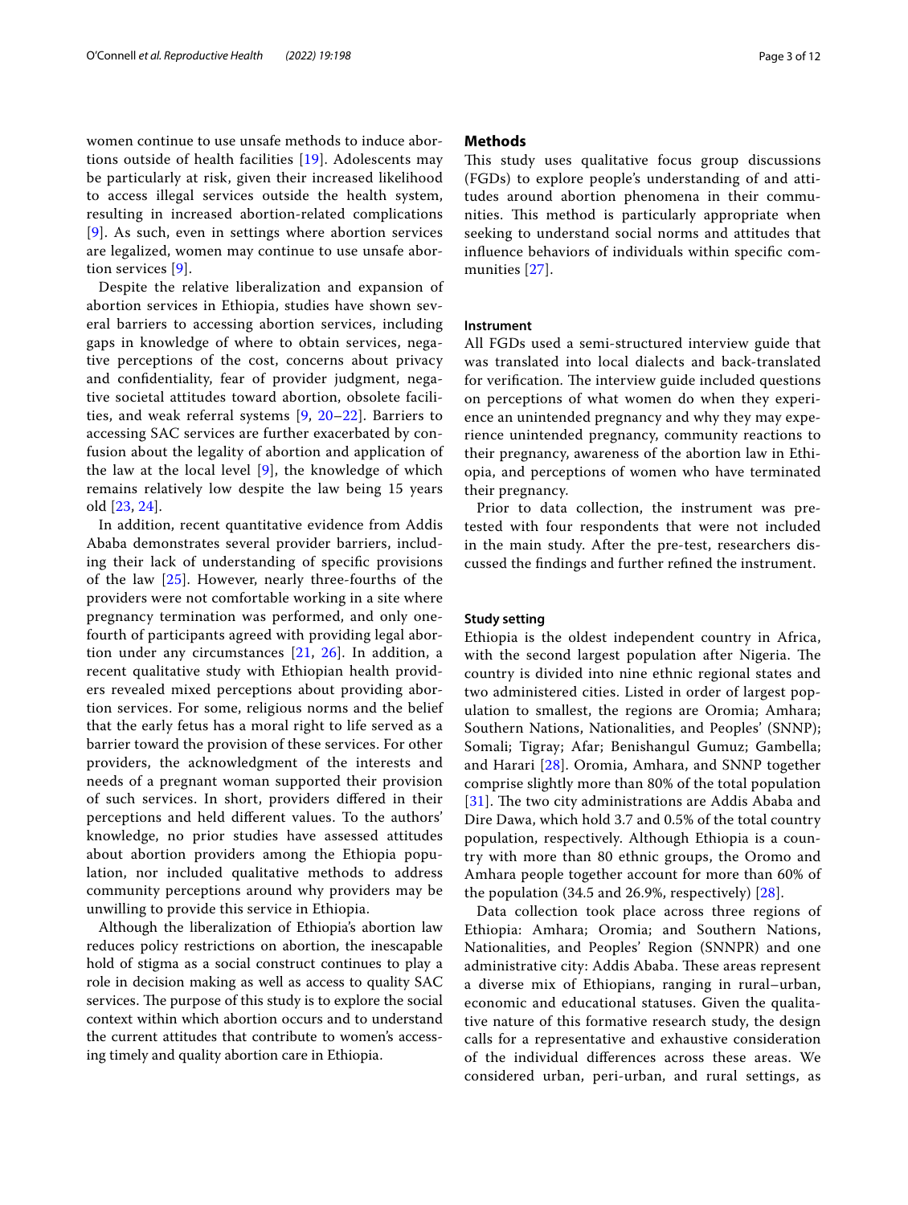women continue to use unsafe methods to induce abortions outside of health facilities [19]. Adolescents may be particularly at risk, given their increased likelihood to access illegal services outside the health system, resulting in increased abortion-related complications [9]. As such, even in settings where abortion services are legalized, women may continue to use unsafe abortion services [9].

Despite the relative liberalization and expansion of abortion services in Ethiopia, studies have shown several barriers to accessing abortion services, including gaps in knowledge of where to obtain services, negative perceptions of the cost, concerns about privacy and confidentiality, fear of provider judgment, negative societal attitudes toward abortion, obsolete facilities, and weak referral systems [9, 20–22]. Barriers to accessing SAC services are further exacerbated by confusion about the legality of abortion and application of the law at the local level [9], the knowledge of which remains relatively low despite the law being 15 years old [23, 24].

In addition, recent quantitative evidence from Addis Ababa demonstrates several provider barriers, including their lack of understanding of specific provisions of the law [25]. However, nearly three-fourths of the providers were not comfortable working in a site where pregnancy termination was performed, and only one-fourth of participants agreed with providing legal abortion under any circumstances [21, 26]. In addition, a recent qualitative study with Ethiopian health providers revealed mixed perceptions about providing abortion services. For some, religious norms and the belief that the early fetus has a moral right to life served as a barrier toward the provision of these services. For other providers, the acknowledgment of the interests and needs of a pregnant woman supported their provision of such services. In short, providers differed in their perceptions and held different values. To the authors' knowledge, no prior studies have assessed attitudes about abortion providers among the Ethiopia population, nor included qualitative methods to address community perceptions around why providers may be unwilling to provide this service in Ethiopia.

Although the liberalization of Ethiopia's abortion law reduces policy restrictions on abortion, the inescapable hold of stigma as a social construct continues to play a role in decision making as well as access to quality SAC services. The purpose of this study is to explore the social context within which abortion occurs and to understand the current attitudes that contribute to women's accessing timely and quality abortion care in Ethiopia.

## Methods

This study uses qualitative focus group discussions (FGDs) to explore people's understanding of and attitudes around abortion phenomena in their communities. This method is particularly appropriate when seeking to understand social norms and attitudes that influence behaviors of individuals within specific communities [27].

### Instrument

All FGDs used a semi-structured interview guide that was translated into local dialects and back-translated for verification. The interview guide included questions on perceptions of what women do when they experience an unintended pregnancy and why they may experience unintended pregnancy, community reactions to their pregnancy, awareness of the abortion law in Ethiopia, and perceptions of women who have terminated their pregnancy.

Prior to data collection, the instrument was pretested with four respondents that were not included in the main study. After the pre-test, researchers discussed the findings and further refined the instrument.

### Study setting

Ethiopia is the oldest independent country in Africa, with the second largest population after Nigeria. The country is divided into nine ethnic regional states and two administered cities. Listed in order of largest population to smallest, the regions are Oromia; Amhara; Southern Nations, Nationalities, and Peoples' (SNNP); Somali; Tigray; Afar; Benishangul Gumuz; Gambella; and Harari [28]. Oromia, Amhara, and SNNP together comprise slightly more than 80% of the total population [31]. The two city administrations are Addis Ababa and Dire Dawa, which hold 3.7 and 0.5% of the total country population, respectively. Although Ethiopia is a country with more than 80 ethnic groups, the Oromo and Amhara people together account for more than 60% of the population (34.5 and 26.9%, respectively) [28].

Data collection took place across three regions of Ethiopia: Amhara; Oromia; and Southern Nations, Nationalities, and Peoples' Region (SNNPR) and one administrative city: Addis Ababa. These areas represent a diverse mix of Ethiopians, ranging in rural–urban, economic and educational statuses. Given the qualitative nature of this formative research study, the design calls for a representative and exhaustive consideration of the individual differences across these areas. We considered urban, peri-urban, and rural settings, as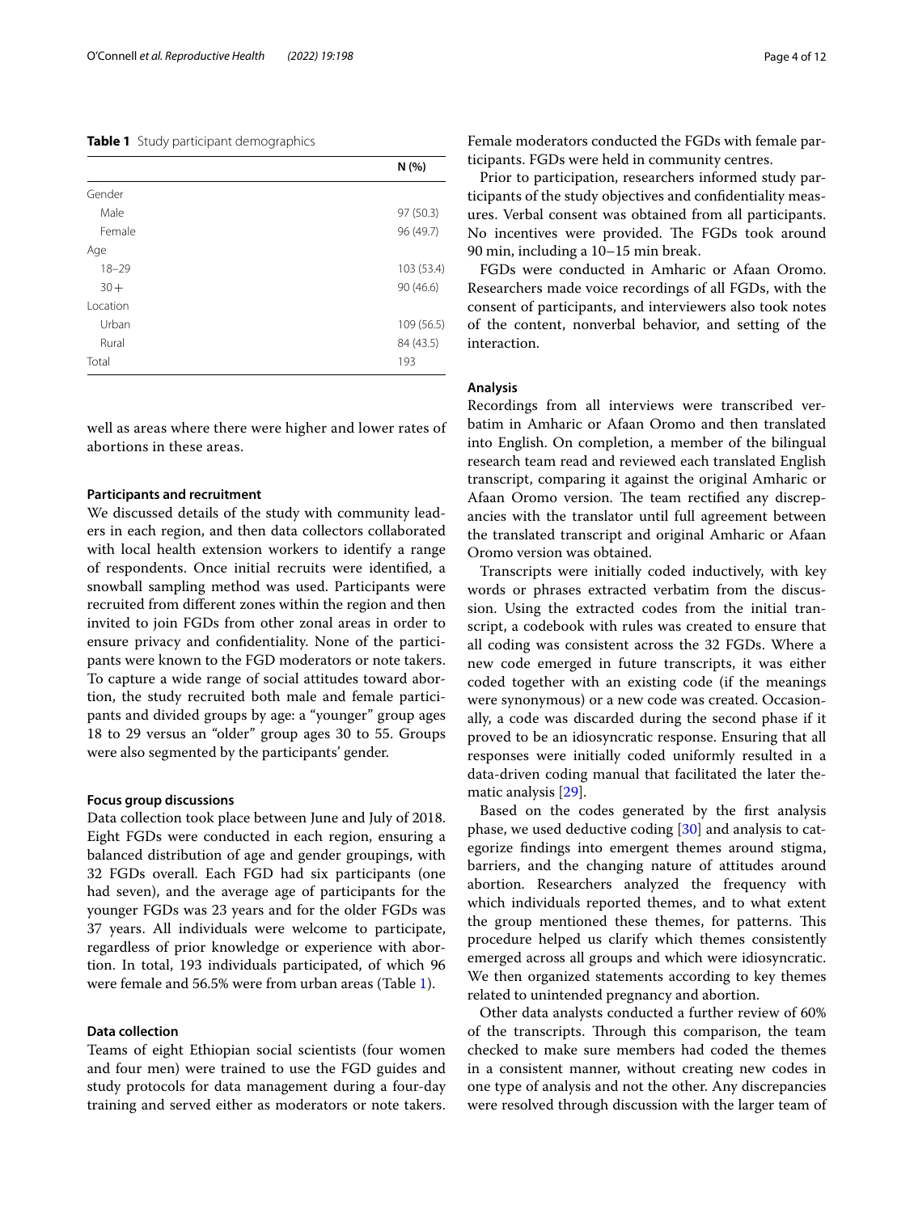**Table 1** Study participant demographics

| | N (%) |
|---|---|
| Gender | |
| Male | 97 (50.3) |
| Female | 96 (49.7) |
| Age | |
| 18–29 | 103 (53.4) |
| 30+ | 90 (46.6) |
| Location | |
| Urban | 109 (56.5) |
| Rural | 84 (43.5) |
| Total | 193 |

well as areas where there were higher and lower rates of abortions in these areas.

### Participants and recruitment

We discussed details of the study with community leaders in each region, and then data collectors collaborated with local health extension workers to identify a range of respondents. Once initial recruits were identified, a snowball sampling method was used. Participants were recruited from different zones within the region and then invited to join FGDs from other zonal areas in order to ensure privacy and confidentiality. None of the participants were known to the FGD moderators or note takers. To capture a wide range of social attitudes toward abortion, the study recruited both male and female participants and divided groups by age: a "younger" group ages 18 to 29 versus an "older" group ages 30 to 55. Groups were also segmented by the participants' gender.

### Focus group discussions

Data collection took place between June and July of 2018. Eight FGDs were conducted in each region, ensuring a balanced distribution of age and gender groupings, with 32 FGDs overall. Each FGD had six participants (one had seven), and the average age of participants for the younger FGDs was 23 years and for the older FGDs was 37 years. All individuals were welcome to participate, regardless of prior knowledge or experience with abortion. In total, 193 individuals participated, of which 96 were female and 56.5% were from urban areas (Table 1).

### Data collection

Teams of eight Ethiopian social scientists (four women and four men) were trained to use the FGD guides and study protocols for data management during a four-day training and served either as moderators or note takers. Female moderators conducted the FGDs with female participants. FGDs were held in community centres.

Prior to participation, researchers informed study participants of the study objectives and confidentiality measures. Verbal consent was obtained from all participants. No incentives were provided. The FGDs took around 90 min, including a 10–15 min break.

FGDs were conducted in Amharic or Afaan Oromo. Researchers made voice recordings of all FGDs, with the consent of participants, and interviewers also took notes of the content, nonverbal behavior, and setting of the interaction.

### Analysis

Recordings from all interviews were transcribed verbatim in Amharic or Afaan Oromo and then translated into English. On completion, a member of the bilingual research team read and reviewed each translated English transcript, comparing it against the original Amharic or Afaan Oromo version. The team rectified any discrepancies with the translator until full agreement between the translated transcript and original Amharic or Afaan Oromo version was obtained.

Transcripts were initially coded inductively, with key words or phrases extracted verbatim from the discussion. Using the extracted codes from the initial transcript, a codebook with rules was created to ensure that all coding was consistent across the 32 FGDs. Where a new code emerged in future transcripts, it was either coded together with an existing code (if the meanings were synonymous) or a new code was created. Occasionally, a code was discarded during the second phase if it proved to be an idiosyncratic response. Ensuring that all responses were initially coded uniformly resulted in a data-driven coding manual that facilitated the later thematic analysis [29].

Based on the codes generated by the first analysis phase, we used deductive coding [30] and analysis to categorize findings into emergent themes around stigma, barriers, and the changing nature of attitudes around abortion. Researchers analyzed the frequency with which individuals reported themes, and to what extent the group mentioned these themes, for patterns. This procedure helped us clarify which themes consistently emerged across all groups and which were idiosyncratic. We then organized statements according to key themes related to unintended pregnancy and abortion.

Other data analysts conducted a further review of 60% of the transcripts. Through this comparison, the team checked to make sure members had coded the themes in a consistent manner, without creating new codes in one type of analysis and not the other. Any discrepancies were resolved through discussion with the larger team of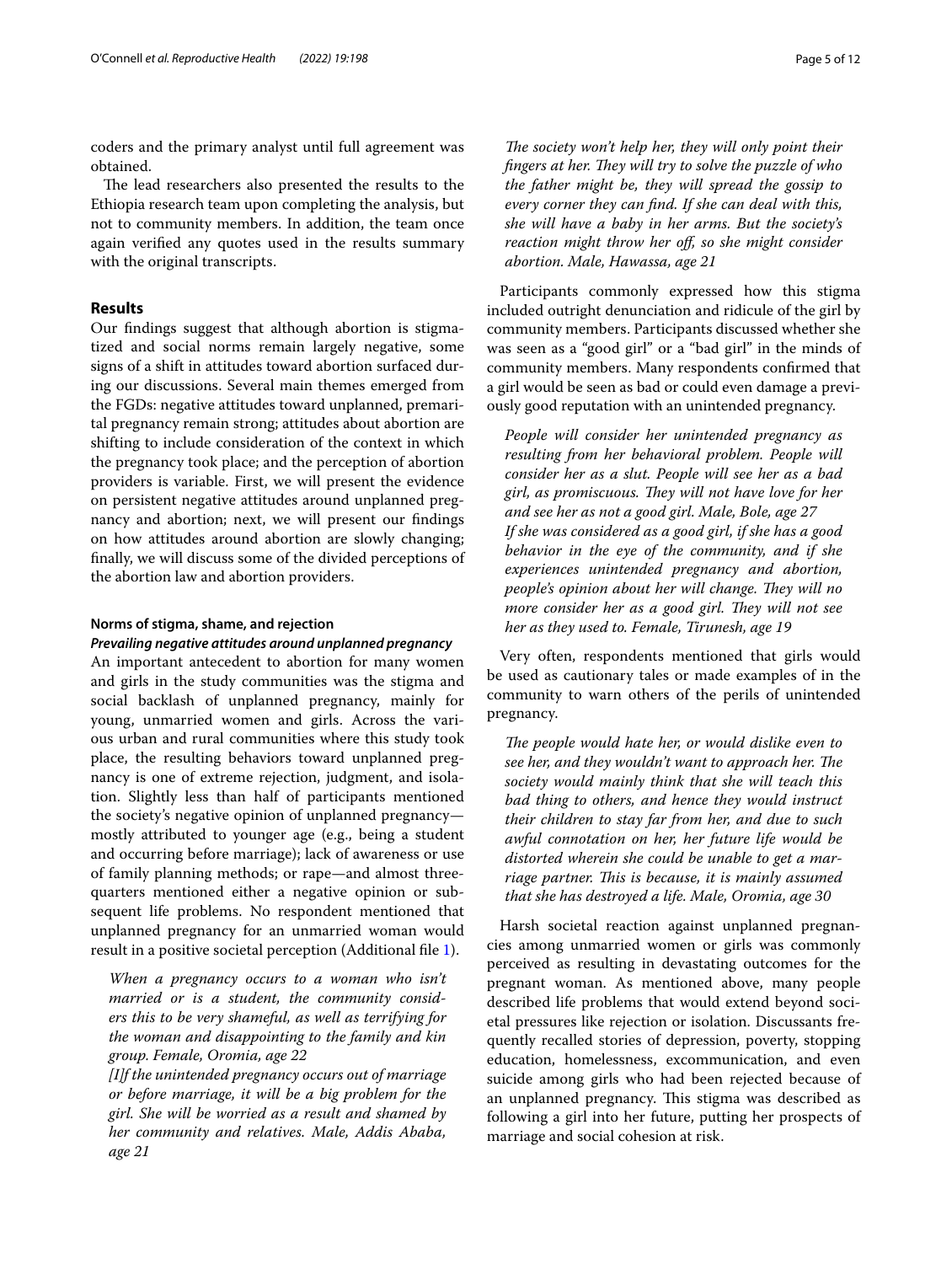coders and the primary analyst until full agreement was obtained.

The lead researchers also presented the results to the Ethiopia research team upon completing the analysis, but not to community members. In addition, the team once again verified any quotes used in the results summary with the original transcripts.

## Results

Our findings suggest that although abortion is stigmatized and social norms remain largely negative, some signs of a shift in attitudes toward abortion surfaced during our discussions. Several main themes emerged from the FGDs: negative attitudes toward unplanned, premarital pregnancy remain strong; attitudes about abortion are shifting to include consideration of the context in which the pregnancy took place; and the perception of abortion providers is variable. First, we will present the evidence on persistent negative attitudes around unplanned pregnancy and abortion; next, we will present our findings on how attitudes around abortion are slowly changing; finally, we will discuss some of the divided perceptions of the abortion law and abortion providers.

### Norms of stigma, shame, and rejection

#### *Prevailing negative attitudes around unplanned pregnancy*

An important antecedent to abortion for many women and girls in the study communities was the stigma and social backlash of unplanned pregnancy, mainly for young, unmarried women and girls. Across the various urban and rural communities where this study took place, the resulting behaviors toward unplanned pregnancy is one of extreme rejection, judgment, and isolation. Slightly less than half of participants mentioned the society's negative opinion of unplanned pregnancy—mostly attributed to younger age (e.g., being a student and occurring before marriage); lack of awareness or use of family planning methods; or rape—and almost three-quarters mentioned either a negative opinion or subsequent life problems. No respondent mentioned that unplanned pregnancy for an unmarried woman would result in a positive societal perception (Additional file 1).

> *When a pregnancy occurs to a woman who isn't married or is a student, the community considers this to be very shameful, as well as terrifying for the woman and disappointing to the family and kin group. Female, Oromia, age 22*

> *[I]f the unintended pregnancy occurs out of marriage or before marriage, it will be a big problem for the girl. She will be worried as a result and shamed by her community and relatives. Male, Addis Ababa, age 21*

> *The society won't help her, they will only point their fingers at her. They will try to solve the puzzle of who the father might be, they will spread the gossip to every corner they can find. If she can deal with this, she will have a baby in her arms. But the society's reaction might throw her off, so she might consider abortion. Male, Hawassa, age 21*

Participants commonly expressed how this stigma included outright denunciation and ridicule of the girl by community members. Participants discussed whether she was seen as a "good girl" or a "bad girl" in the minds of community members. Many respondents confirmed that a girl would be seen as bad or could even damage a previously good reputation with an unintended pregnancy.

> *People will consider her unintended pregnancy as resulting from her behavioral problem. People will consider her as a slut. People will see her as a bad girl, as promiscuous. They will not have love for her and see her as not a good girl. Male, Bole, age 27*

> *If she was considered as a good girl, if she has a good behavior in the eye of the community, and if she experiences unintended pregnancy and abortion, people's opinion about her will change. They will no more consider her as a good girl. They will not see her as they used to. Female, Tirunesh, age 19*

Very often, respondents mentioned that girls would be used as cautionary tales or made examples of in the community to warn others of the perils of unintended pregnancy.

> *The people would hate her, or would dislike even to see her, and they wouldn't want to approach her. The society would mainly think that she will teach this bad thing to others, and hence they would instruct their children to stay far from her, and due to such awful connotation on her, her future life would be distorted wherein she could be unable to get a marriage partner. This is because, it is mainly assumed that she has destroyed a life. Male, Oromia, age 30*

Harsh societal reaction against unplanned pregnancies among unmarried women or girls was commonly perceived as resulting in devastating outcomes for the pregnant woman. As mentioned above, many people described life problems that would extend beyond societal pressures like rejection or isolation. Discussants frequently recalled stories of depression, poverty, stopping education, homelessness, excommunication, and even suicide among girls who had been rejected because of an unplanned pregnancy. This stigma was described as following a girl into her future, putting her prospects of marriage and social cohesion at risk.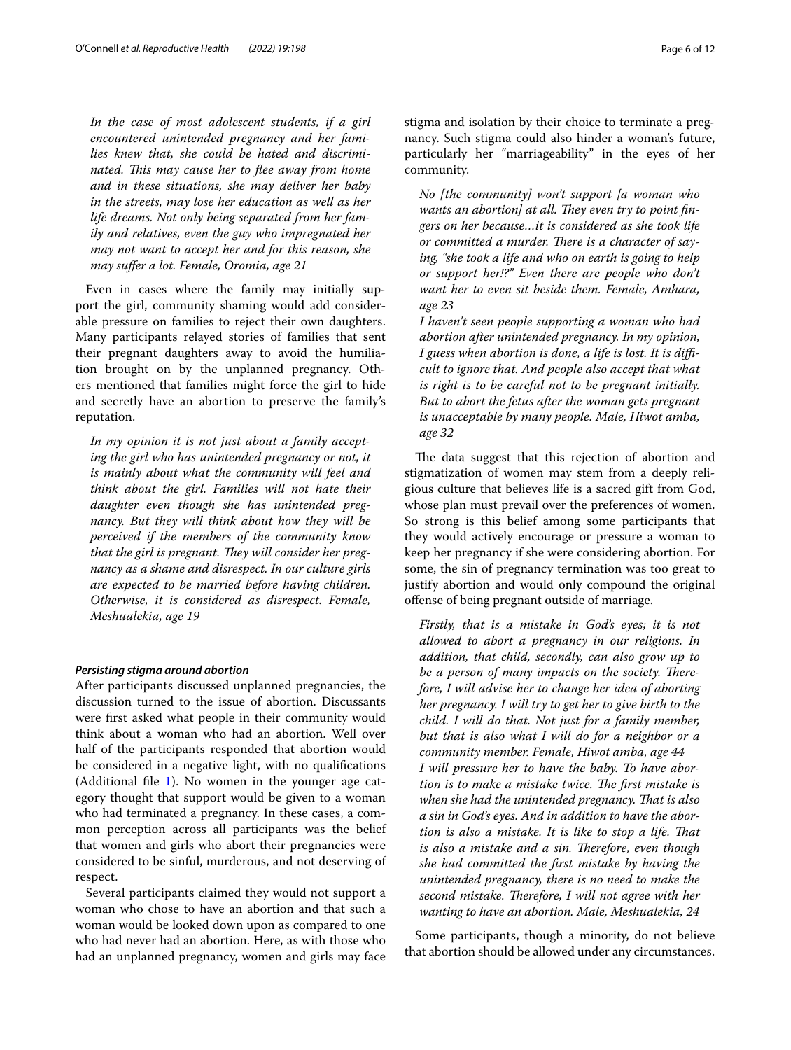*In the case of most adolescent students, if a girl encountered unintended pregnancy and her families knew that, she could be hated and discriminated. This may cause her to flee away from home and in these situations, she may deliver her baby in the streets, may lose her education as well as her life dreams. Not only being separated from her family and relatives, even the guy who impregnated her may not want to accept her and for this reason, she may suffer a lot. Female, Oromia, age 21*

Even in cases where the family may initially support the girl, community shaming would add considerable pressure on families to reject their own daughters. Many participants relayed stories of families that sent their pregnant daughters away to avoid the humiliation brought on by the unplanned pregnancy. Others mentioned that families might force the girl to hide and secretly have an abortion to preserve the family's reputation.

*In my opinion it is not just about a family accepting the girl who has unintended pregnancy or not, it is mainly about what the community will feel and think about the girl. Families will not hate their daughter even though she has unintended pregnancy. But they will think about how they will be perceived if the members of the community know that the girl is pregnant. They will consider her pregnancy as a shame and disrespect. In our culture girls are expected to be married before having children. Otherwise, it is considered as disrespect. Female, Meshualekia, age 19*

#### *Persisting stigma around abortion*

After participants discussed unplanned pregnancies, the discussion turned to the issue of abortion. Discussants were first asked what people in their community would think about a woman who had an abortion. Well over half of the participants responded that abortion would be considered in a negative light, with no qualifications (Additional file 1). No women in the younger age category thought that support would be given to a woman who had terminated a pregnancy. In these cases, a common perception across all participants was the belief that women and girls who abort their pregnancies were considered to be sinful, murderous, and not deserving of respect.

Several participants claimed they would not support a woman who chose to have an abortion and that such a woman would be looked down upon as compared to one who had never had an abortion. Here, as with those who had an unplanned pregnancy, women and girls may face stigma and isolation by their choice to terminate a pregnancy. Such stigma could also hinder a woman's future, particularly her "marriageability" in the eyes of her community.

*No [the community] won't support [a woman who wants an abortion] at all. They even try to point fingers on her because…it is considered as she took life or committed a murder. There is a character of saying, "she took a life and who on earth is going to help or support her!?" Even there are people who don't want her to even sit beside them. Female, Amhara, age 23*

*I haven't seen people supporting a woman who had abortion after unintended pregnancy. In my opinion, I guess when abortion is done, a life is lost. It is difficult to ignore that. And people also accept that what is right is to be careful not to be pregnant initially. But to abort the fetus after the woman gets pregnant is unacceptable by many people. Male, Hiwot amba, age 32*

The data suggest that this rejection of abortion and stigmatization of women may stem from a deeply religious culture that believes life is a sacred gift from God, whose plan must prevail over the preferences of women. So strong is this belief among some participants that they would actively encourage or pressure a woman to keep her pregnancy if she were considering abortion. For some, the sin of pregnancy termination was too great to justify abortion and would only compound the original offense of being pregnant outside of marriage.

*Firstly, that is a mistake in God's eyes; it is not allowed to abort a pregnancy in our religions. In addition, that child, secondly, can also grow up to be a person of many impacts on the society. Therefore, I will advise her to change her idea of aborting her pregnancy. I will try to get her to give birth to the child. I will do that. Not just for a family member, but that is also what I will do for a neighbor or a community member. Female, Hiwot amba, age 44*

*I will pressure her to have the baby. To have abortion is to make a mistake twice. The first mistake is when she had the unintended pregnancy. That is also a sin in God's eyes. And in addition to have the abortion is also a mistake. It is like to stop a life. That is also a mistake and a sin. Therefore, even though she had committed the first mistake by having the unintended pregnancy, there is no need to make the second mistake. Therefore, I will not agree with her wanting to have an abortion. Male, Meshualekia, 24*

Some participants, though a minority, do not believe that abortion should be allowed under any circumstances.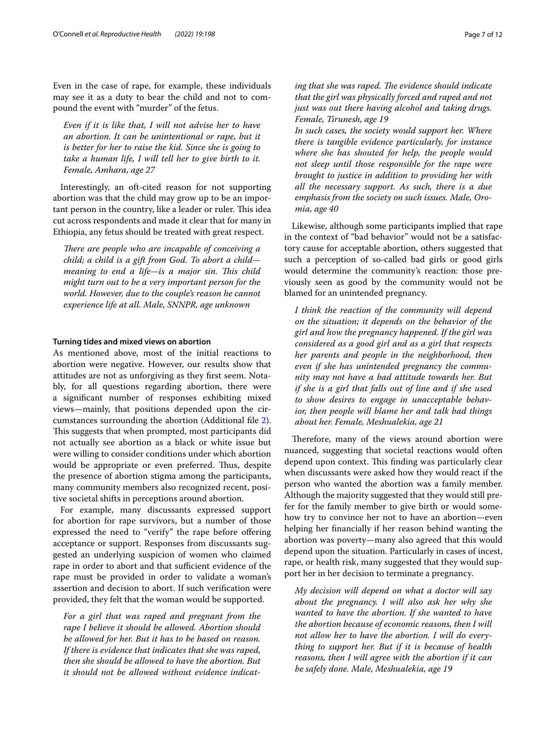Even in the case of rape, for example, these individuals may see it as a duty to bear the child and not to compound the event with "murder" of the fetus.

> *Even if it is like that, I will not advise her to have an abortion. It can be unintentional or rape, but it is better for her to raise the kid. Since she is going to take a human life, I will tell her to give birth to it. Female, Amhara, age 27*

Interestingly, an oft-cited reason for not supporting abortion was that the child may grow up to be an important person in the country, like a leader or ruler. This idea cut across respondents and made it clear that for many in Ethiopia, any fetus should be treated with great respect.

> *There are people who are incapable of conceiving a child; a child is a gift from God. To abort a child—meaning to end a life—is a major sin. This child might turn out to be a very important person for the world. However, due to the couple's reason he cannot experience life at all. Male, SNNPR, age unknown*

#### Turning tides and mixed views on abortion

As mentioned above, most of the initial reactions to abortion were negative. However, our results show that attitudes are not as unforgiving as they first seem. Notably, for all questions regarding abortion, there were a significant number of responses exhibiting mixed views—mainly, that positions depended upon the circumstances surrounding the abortion (Additional file 2). This suggests that when prompted, most participants did not actually see abortion as a black or white issue but were willing to consider conditions under which abortion would be appropriate or even preferred. Thus, despite the presence of abortion stigma among the participants, many community members also recognized recent, positive societal shifts in perceptions around abortion.

For example, many discussants expressed support for abortion for rape survivors, but a number of those expressed the need to "verify" the rape before offering acceptance or support. Responses from discussants suggested an underlying suspicion of women who claimed rape in order to abort and that sufficient evidence of the rape must be provided in order to validate a woman's assertion and decision to abort. If such verification were provided, they felt that the woman would be supported.

> *For a girl that was raped and pregnant from the rape I believe it should be allowed. Abortion should be allowed for her. But it has to be based on reason. If there is evidence that indicates that she was raped, then she should be allowed to have the abortion. But it should not be allowed without evidence indicating that she was raped. The evidence should indicate that the girl was physically forced and raped and not just was out there having alcohol and taking drugs. Female, Tirunesh, age 19*
>
> *In such cases, the society would support her. Where there is tangible evidence particularly, for instance where she has shouted for help, the people would not sleep until those responsible for the rape were brought to justice in addition to providing her with all the necessary support. As such, there is a due emphasis from the society on such issues. Male, Oromia, age 40*

Likewise, although some participants implied that rape in the context of "bad behavior" would not be a satisfactory cause for acceptable abortion, others suggested that such a perception of so-called bad girls or good girls would determine the community's reaction: those previously seen as good by the community would not be blamed for an unintended pregnancy.

> *I think the reaction of the community will depend on the situation; it depends on the behavior of the girl and how the pregnancy happened. If the girl was considered as a good girl and as a girl that respects her parents and people in the neighborhood, then even if she has unintended pregnancy the community may not have a bad attitude towards her. But if she is a girl that falls out of line and if she used to show desires to engage in unacceptable behavior, then people will blame her and talk bad things about her. Female, Meshualekia, age 21*

Therefore, many of the views around abortion were nuanced, suggesting that societal reactions would often depend upon context. This finding was particularly clear when discussants were asked how they would react if the person who wanted the abortion was a family member. Although the majority suggested that they would still prefer for the family member to give birth or would somehow try to convince her not to have an abortion—even helping her financially if her reason behind wanting the abortion was poverty—many also agreed that this would depend upon the situation. Particularly in cases of incest, rape, or health risk, many suggested that they would support her in her decision to terminate a pregnancy.

> *My decision will depend on what a doctor will say about the pregnancy. I will also ask her why she wanted to have the abortion. If she wanted to have the abortion because of economic reasons, then I will not allow her to have the abortion. I will do everything to support her. But if it is because of health reasons, then I will agree with the abortion if it can be safely done. Male, Meshualekia, age 19*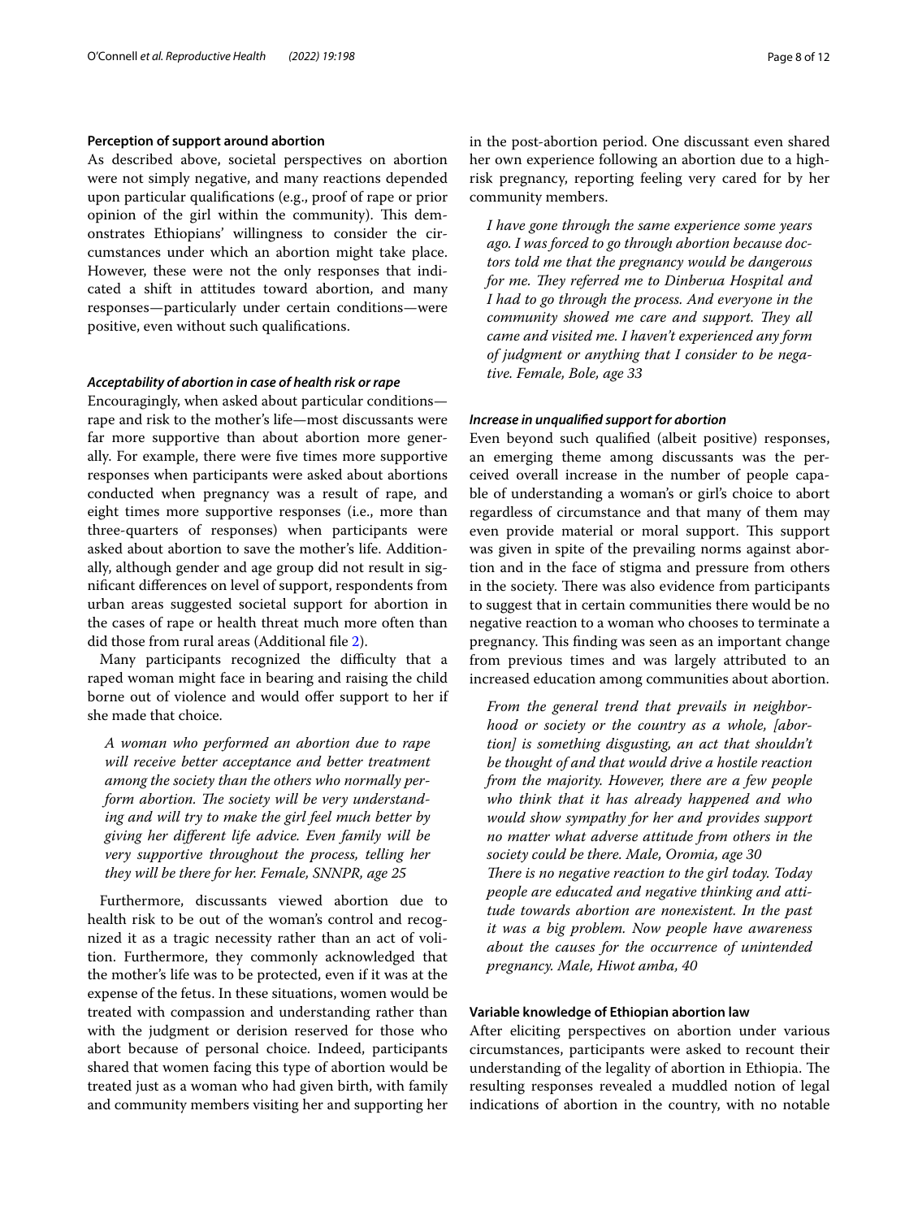### Perception of support around abortion

As described above, societal perspectives on abortion were not simply negative, and many reactions depended upon particular qualifications (e.g., proof of rape or prior opinion of the girl within the community). This demonstrates Ethiopians' willingness to consider the circumstances under which an abortion might take place. However, these were not the only responses that indicated a shift in attitudes toward abortion, and many responses—particularly under certain conditions—were positive, even without such qualifications.

#### *Acceptability of abortion in case of health risk or rape*

Encouragingly, when asked about particular conditions—rape and risk to the mother's life—most discussants were far more supportive than about abortion more generally. For example, there were five times more supportive responses when participants were asked about abortions conducted when pregnancy was a result of rape, and eight times more supportive responses (i.e., more than three-quarters of responses) when participants were asked about abortion to save the mother's life. Additionally, although gender and age group did not result in significant differences on level of support, respondents from urban areas suggested societal support for abortion in the cases of rape or health threat much more often than did those from rural areas (Additional file 2).

Many participants recognized the difficulty that a raped woman might face in bearing and raising the child borne out of violence and would offer support to her if she made that choice.

> *A woman who performed an abortion due to rape will receive better acceptance and better treatment among the society than the others who normally perform abortion. The society will be very understanding and will try to make the girl feel much better by giving her different life advice. Even family will be very supportive throughout the process, telling her they will be there for her. Female, SNNPR, age 25*

Furthermore, discussants viewed abortion due to health risk to be out of the woman's control and recognized it as a tragic necessity rather than an act of volition. Furthermore, they commonly acknowledged that the mother's life was to be protected, even if it was at the expense of the fetus. In these situations, women would be treated with compassion and understanding rather than with the judgment or derision reserved for those who abort because of personal choice. Indeed, participants shared that women facing this type of abortion would be treated just as a woman who had given birth, with family and community members visiting her and supporting her in the post-abortion period. One discussant even shared her own experience following an abortion due to a high-risk pregnancy, reporting feeling very cared for by her community members.

> *I have gone through the same experience some years ago. I was forced to go through abortion because doctors told me that the pregnancy would be dangerous for me. They referred me to Dinberua Hospital and I had to go through the process. And everyone in the community showed me care and support. They all came and visited me. I haven't experienced any form of judgment or anything that I consider to be negative. Female, Bole, age 33*

#### *Increase in unqualified support for abortion*

Even beyond such qualified (albeit positive) responses, an emerging theme among discussants was the perceived overall increase in the number of people capable of understanding a woman's or girl's choice to abort regardless of circumstance and that many of them may even provide material or moral support. This support was given in spite of the prevailing norms against abortion and in the face of stigma and pressure from others in the society. There was also evidence from participants to suggest that in certain communities there would be no negative reaction to a woman who chooses to terminate a pregnancy. This finding was seen as an important change from previous times and was largely attributed to an increased education among communities about abortion.

> *From the general trend that prevails in neighborhood or society or the country as a whole, [abortion] is something disgusting, an act that shouldn't be thought of and that would drive a hostile reaction from the majority. However, there are a few people who think that it has already happened and who would show sympathy for her and provides support no matter what adverse attitude from others in the society could be there. Male, Oromia, age 30*
>
> *There is no negative reaction to the girl today. Today people are educated and negative thinking and attitude towards abortion are nonexistent. In the past it was a big problem. Now people have awareness about the causes for the occurrence of unintended pregnancy. Male, Hiwot amba, 40*

### Variable knowledge of Ethiopian abortion law

After eliciting perspectives on abortion under various circumstances, participants were asked to recount their understanding of the legality of abortion in Ethiopia. The resulting responses revealed a muddled notion of legal indications of abortion in the country, with no notable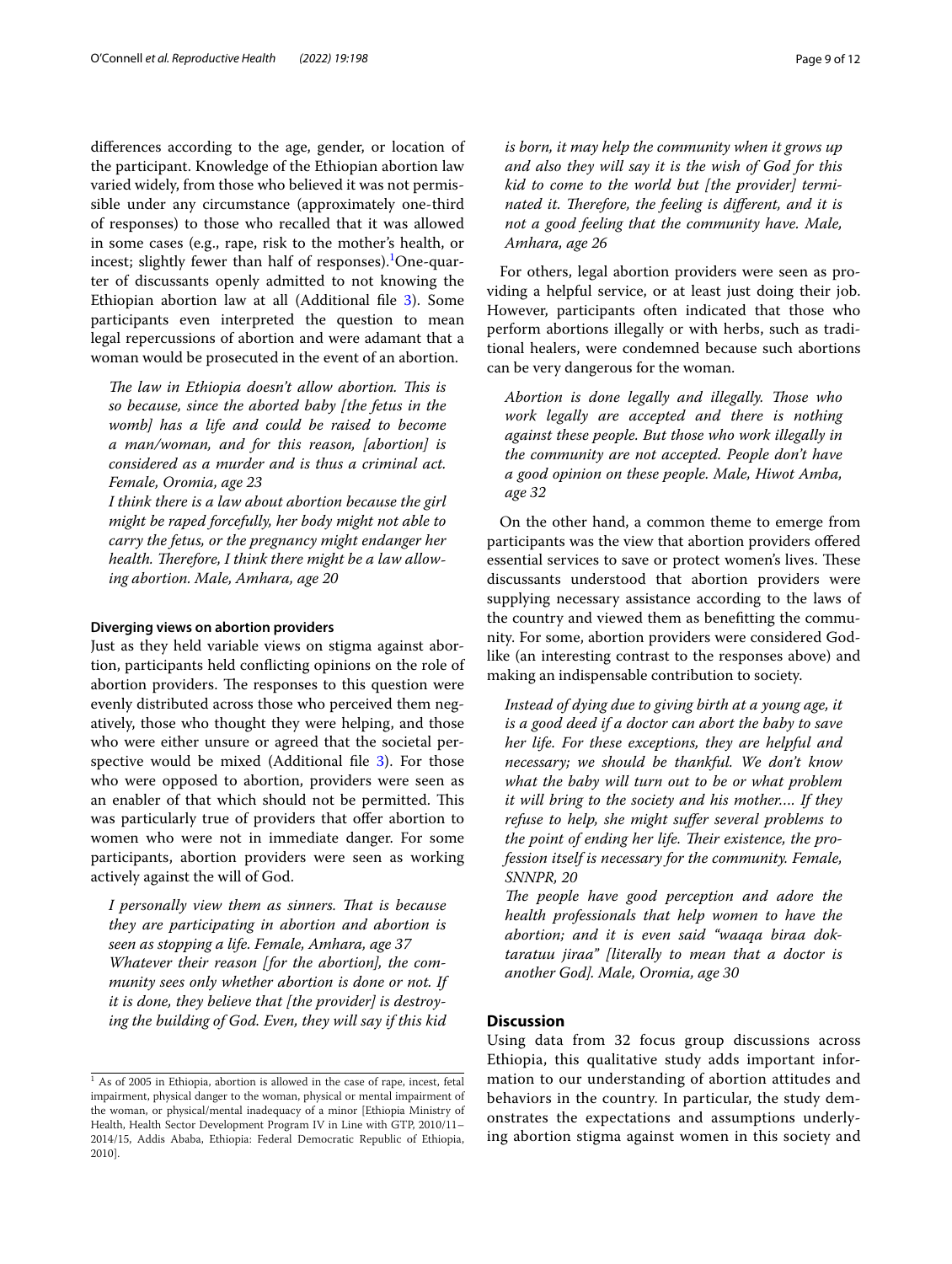differences according to the age, gender, or location of the participant. Knowledge of the Ethiopian abortion law varied widely, from those who believed it was not permissible under any circumstance (approximately one-third of responses) to those who recalled that it was allowed in some cases (e.g., rape, risk to the mother's health, or incest; slightly fewer than half of responses).[1] One-quarter of discussants openly admitted to not knowing the Ethiopian abortion law at all (Additional file 3). Some participants even interpreted the question to mean legal repercussions of abortion and were adamant that a woman would be prosecuted in the event of an abortion.

> *The law in Ethiopia doesn't allow abortion. This is so because, since the aborted baby [the fetus in the womb] has a life and could be raised to become a man/woman, and for this reason, [abortion] is considered as a murder and is thus a criminal act. Female, Oromia, age 23*
>
> *I think there is a law about abortion because the girl might be raped forcefully, her body might not able to carry the fetus, or the pregnancy might endanger her health. Therefore, I think there might be a law allowing abortion. Male, Amhara, age 20*

#### Diverging views on abortion providers

Just as they held variable views on stigma against abortion, participants held conflicting opinions on the role of abortion providers. The responses to this question were evenly distributed across those who perceived them negatively, those who thought they were helping, and those who were either unsure or agreed that the societal perspective would be mixed (Additional file 3). For those who were opposed to abortion, providers were seen as an enabler of that which should not be permitted. This was particularly true of providers that offer abortion to women who were not in immediate danger. For some participants, abortion providers were seen as working actively against the will of God.

> *I personally view them as sinners. That is because they are participating in abortion and abortion is seen as stopping a life. Female, Amhara, age 37*
>
> *Whatever their reason [for the abortion], the community sees only whether abortion is done or not. If it is done, they believe that [the provider] is destroying the building of God. Even, they will say if this kid is born, it may help the community when it grows up and also they will say it is the wish of God for this kid to come to the world but [the provider] terminated it. Therefore, the feeling is different, and it is not a good feeling that the community have. Male, Amhara, age 26*

For others, legal abortion providers were seen as providing a helpful service, or at least just doing their job. However, participants often indicated that those who perform abortions illegally or with herbs, such as traditional healers, were condemned because such abortions can be very dangerous for the woman.

> *Abortion is done legally and illegally. Those who work legally are accepted and there is nothing against these people. But those who work illegally in the community are not accepted. People don't have a good opinion on these people. Male, Hiwot Amba, age 32*

On the other hand, a common theme to emerge from participants was the view that abortion providers offered essential services to save or protect women's lives. These discussants understood that abortion providers were supplying necessary assistance according to the laws of the country and viewed them as benefitting the community. For some, abortion providers were considered God-like (an interesting contrast to the responses above) and making an indispensable contribution to society.

> *Instead of dying due to giving birth at a young age, it is a good deed if a doctor can abort the baby to save her life. For these exceptions, they are helpful and necessary; we should be thankful. We don't know what the baby will turn out to be or what problem it will bring to the society and his mother.... If they refuse to help, she might suffer several problems to the point of ending her life. Their existence, the profession itself is necessary for the community. Female, SNNPR, 20*
>
> *The people have good perception and adore the health professionals that help women to have the abortion; and it is even said "waaqa biraa doktaratuu jiraa" [literally to mean that a doctor is another God]. Male, Oromia, age 30*

## Discussion

Using data from 32 focus group discussions across Ethiopia, this qualitative study adds important information to our understanding of abortion attitudes and behaviors in the country. In particular, the study demonstrates the expectations and assumptions underlying abortion stigma against women in this society and

---

[1] As of 2005 in Ethiopia, abortion is allowed in the case of rape, incest, fetal impairment, physical danger to the woman, physical or mental impairment of the woman, or physical/mental inadequacy of a minor [Ethiopia Ministry of Health, Health Sector Development Program IV in Line with GTP, 2010/11–2014/15, Addis Ababa, Ethiopia: Federal Democratic Republic of Ethiopia, 2010].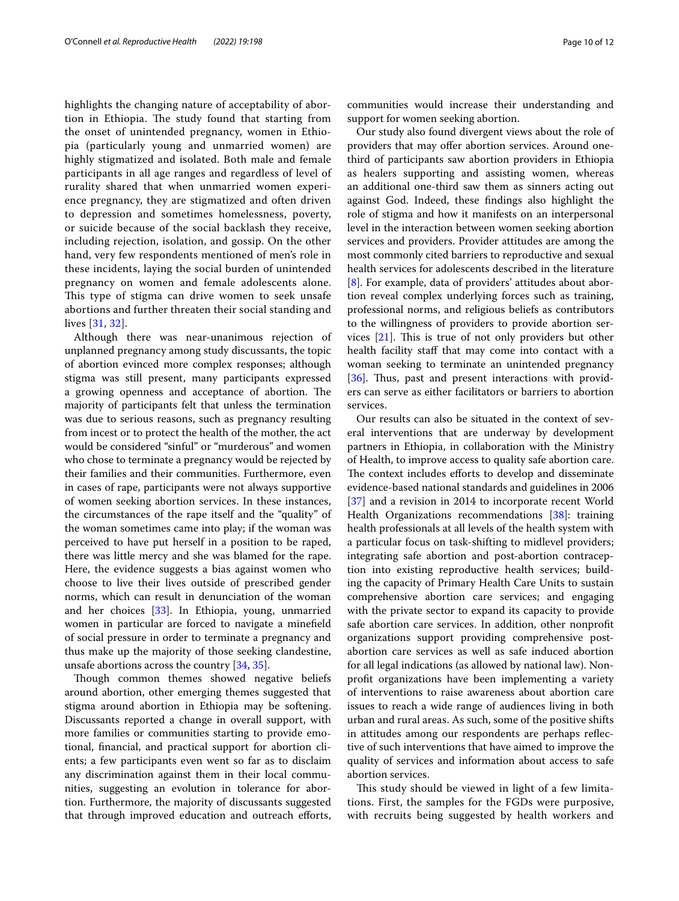highlights the changing nature of acceptability of abortion in Ethiopia. The study found that starting from the onset of unintended pregnancy, women in Ethiopia (particularly young and unmarried women) are highly stigmatized and isolated. Both male and female participants in all age ranges and regardless of level of rurality shared that when unmarried women experience pregnancy, they are stigmatized and often driven to depression and sometimes homelessness, poverty, or suicide because of the social backlash they receive, including rejection, isolation, and gossip. On the other hand, very few respondents mentioned of men's role in these incidents, laying the social burden of unintended pregnancy on women and female adolescents alone. This type of stigma can drive women to seek unsafe abortions and further threaten their social standing and lives [31, 32].

Although there was near-unanimous rejection of unplanned pregnancy among study discussants, the topic of abortion evinced more complex responses; although stigma was still present, many participants expressed a growing openness and acceptance of abortion. The majority of participants felt that unless the termination was due to serious reasons, such as pregnancy resulting from incest or to protect the health of the mother, the act would be considered "sinful" or "murderous" and women who chose to terminate a pregnancy would be rejected by their families and their communities. Furthermore, even in cases of rape, participants were not always supportive of women seeking abortion services. In these instances, the circumstances of the rape itself and the "quality" of the woman sometimes came into play; if the woman was perceived to have put herself in a position to be raped, there was little mercy and she was blamed for the rape. Here, the evidence suggests a bias against women who choose to live their lives outside of prescribed gender norms, which can result in denunciation of the woman and her choices [33]. In Ethiopia, young, unmarried women in particular are forced to navigate a minefield of social pressure in order to terminate a pregnancy and thus make up the majority of those seeking clandestine, unsafe abortions across the country [34, 35].

Though common themes showed negative beliefs around abortion, other emerging themes suggested that stigma around abortion in Ethiopia may be softening. Discussants reported a change in overall support, with more families or communities starting to provide emotional, financial, and practical support for abortion clients; a few participants even went so far as to disclaim any discrimination against them in their local communities, suggesting an evolution in tolerance for abortion. Furthermore, the majority of discussants suggested that through improved education and outreach efforts, communities would increase their understanding and support for women seeking abortion.

Our study also found divergent views about the role of providers that may offer abortion services. Around one-third of participants saw abortion providers in Ethiopia as healers supporting and assisting women, whereas an additional one-third saw them as sinners acting out against God. Indeed, these findings also highlight the role of stigma and how it manifests on an interpersonal level in the interaction between women seeking abortion services and providers. Provider attitudes are among the most commonly cited barriers to reproductive and sexual health services for adolescents described in the literature [8]. For example, data of providers' attitudes about abortion reveal complex underlying forces such as training, professional norms, and religious beliefs as contributors to the willingness of providers to provide abortion services [21]. This is true of not only providers but other health facility staff that may come into contact with a woman seeking to terminate an unintended pregnancy [36]. Thus, past and present interactions with providers can serve as either facilitators or barriers to abortion services.

Our results can also be situated in the context of several interventions that are underway by development partners in Ethiopia, in collaboration with the Ministry of Health, to improve access to quality safe abortion care. The context includes efforts to develop and disseminate evidence-based national standards and guidelines in 2006 [37] and a revision in 2014 to incorporate recent World Health Organizations recommendations [38]: training health professionals at all levels of the health system with a particular focus on task-shifting to midlevel providers; integrating safe abortion and post-abortion contraception into existing reproductive health services; building the capacity of Primary Health Care Units to sustain comprehensive abortion care services; and engaging with the private sector to expand its capacity to provide safe abortion care services. In addition, other nonprofit organizations support providing comprehensive post-abortion care services as well as safe induced abortion for all legal indications (as allowed by national law). Non-profit organizations have been implementing a variety of interventions to raise awareness about abortion care issues to reach a wide range of audiences living in both urban and rural areas. As such, some of the positive shifts in attitudes among our respondents are perhaps reflective of such interventions that have aimed to improve the quality of services and information about access to safe abortion services.

This study should be viewed in light of a few limitations. First, the samples for the FGDs were purposive, with recruits being suggested by health workers and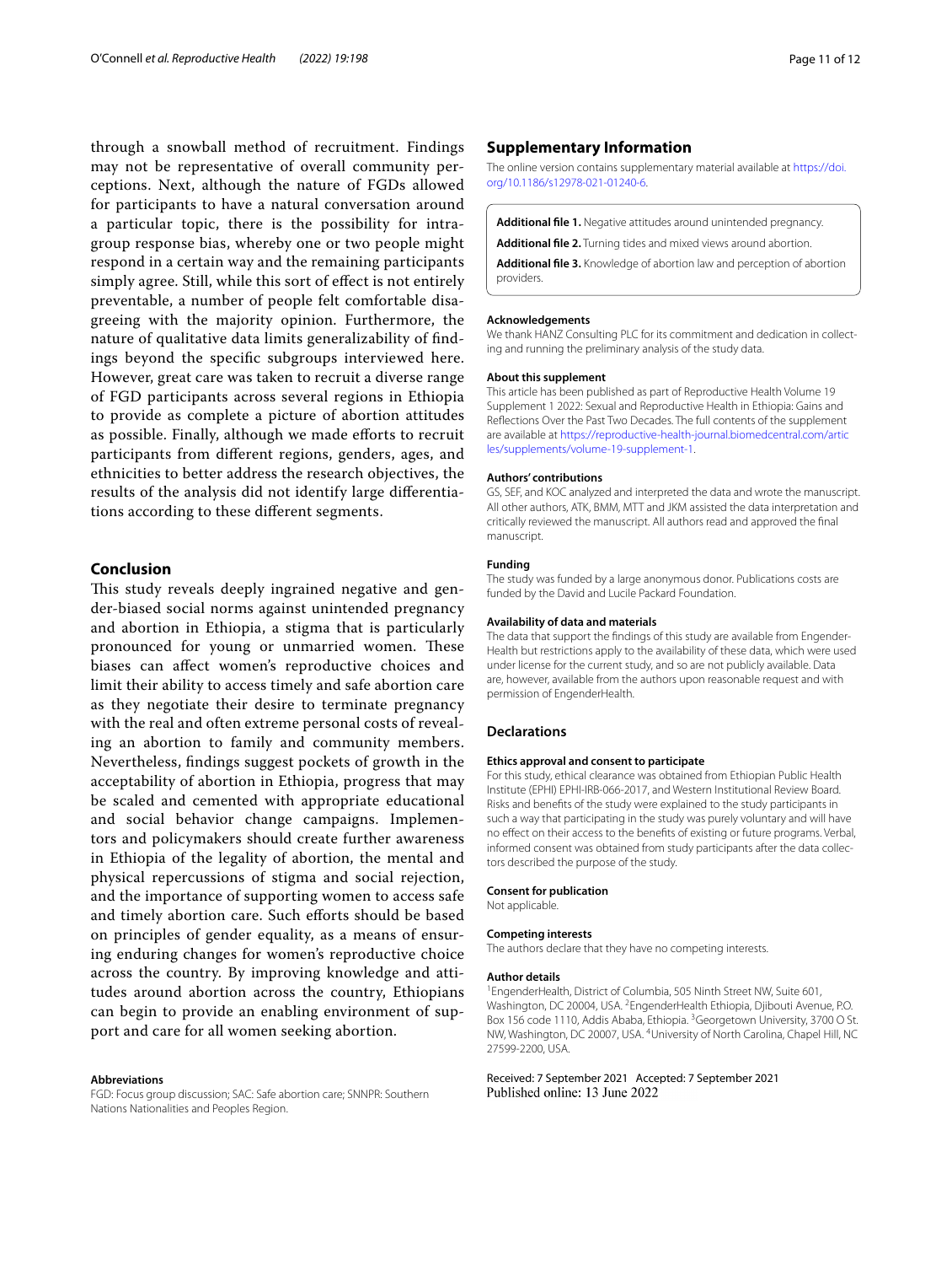through a snowball method of recruitment. Findings may not be representative of overall community perceptions. Next, although the nature of FGDs allowed for participants to have a natural conversation around a particular topic, there is the possibility for intra-group response bias, whereby one or two people might respond in a certain way and the remaining participants simply agree. Still, while this sort of effect is not entirely preventable, a number of people felt comfortable disagreeing with the majority opinion. Furthermore, the nature of qualitative data limits generalizability of findings beyond the specific subgroups interviewed here. However, great care was taken to recruit a diverse range of FGD participants across several regions in Ethiopia to provide as complete a picture of abortion attitudes as possible. Finally, although we made efforts to recruit participants from different regions, genders, ages, and ethnicities to better address the research objectives, the results of the analysis did not identify large differentiations according to these different segments.

## Conclusion

This study reveals deeply ingrained negative and gender-biased social norms against unintended pregnancy and abortion in Ethiopia, a stigma that is particularly pronounced for young or unmarried women. These biases can affect women's reproductive choices and limit their ability to access timely and safe abortion care as they negotiate their desire to terminate pregnancy with the real and often extreme personal costs of revealing an abortion to family and community members. Nevertheless, findings suggest pockets of growth in the acceptability of abortion in Ethiopia, progress that may be scaled and cemented with appropriate educational and social behavior change campaigns. Implementors and policymakers should create further awareness in Ethiopia of the legality of abortion, the mental and physical repercussions of stigma and social rejection, and the importance of supporting women to access safe and timely abortion care. Such efforts should be based on principles of gender equality, as a means of ensuring enduring changes for women's reproductive choice across the country. By improving knowledge and attitudes around abortion across the country, Ethiopians can begin to provide an enabling environment of support and care for all women seeking abortion.

#### Abbreviations

FGD: Focus group discussion; SAC: Safe abortion care; SNNPR: Southern Nations Nationalities and Peoples Region.

## Supplementary Information

The online version contains supplementary material available at https://doi.org/10.1186/s12978-021-01240-6.

**Additional file 1.** Negative attitudes around unintended pregnancy.

**Additional file 2.** Turning tides and mixed views around abortion.

**Additional file 3.** Knowledge of abortion law and perception of abortion providers.

#### Acknowledgements

We thank HANZ Consulting PLC for its commitment and dedication in collecting and running the preliminary analysis of the study data.

#### About this supplement

This article has been published as part of Reproductive Health Volume 19 Supplement 1 2022: Sexual and Reproductive Health in Ethiopia: Gains and Reflections Over the Past Two Decades. The full contents of the supplement are available at https://reproductive-health-journal.biomedcentral.com/articles/supplements/volume-19-supplement-1.

#### Authors' contributions

GS, SEF, and KOC analyzed and interpreted the data and wrote the manuscript. All other authors, ATK, BMM, MTT and JKM assisted the data interpretation and critically reviewed the manuscript. All authors read and approved the final manuscript.

#### Funding

The study was funded by a large anonymous donor. Publications costs are funded by the David and Lucile Packard Foundation.

#### Availability of data and materials

The data that support the findings of this study are available from EngenderHealth but restrictions apply to the availability of these data, which were used under license for the current study, and so are not publicly available. Data are, however, available from the authors upon reasonable request and with permission of EngenderHealth.

## Declarations

#### Ethics approval and consent to participate

For this study, ethical clearance was obtained from Ethiopian Public Health Institute (EPHI) EPHI-IRB-066-2017, and Western Institutional Review Board. Risks and benefits of the study were explained to the study participants in such a way that participating in the study was purely voluntary and will have no effect on their access to the benefits of existing or future programs. Verbal, informed consent was obtained from study participants after the data collectors described the purpose of the study.

#### Consent for publication

Not applicable.

#### Competing interests

The authors declare that they have no competing interests.

#### Author details

[1] EngenderHealth, District of Columbia, 505 Ninth Street NW, Suite 601, Washington, DC 20004, USA. [2] EngenderHealth Ethiopia, Djibouti Avenue, P.O. Box 156 code 1110, Addis Ababa, Ethiopia. [3] Georgetown University, 3700 O St. NW, Washington, DC 20007, USA. [4] University of North Carolina, Chapel Hill, NC 27599-2200, USA.

Received: 7 September 2021 Accepted: 7 September 2021
Published online: 13 June 2022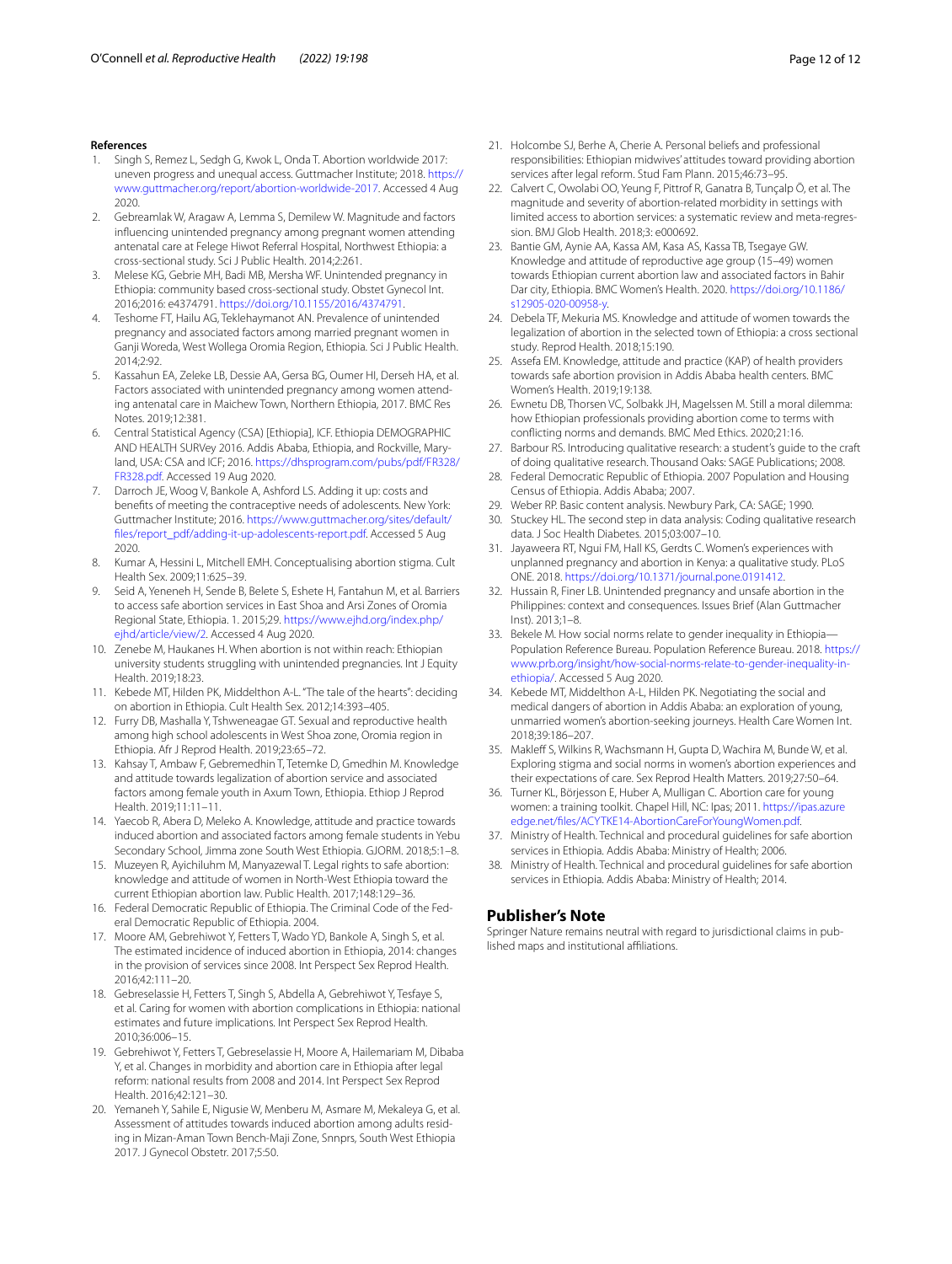## References

1. Singh S, Remez L, Sedgh G, Kwok L, Onda T. Abortion worldwide 2017: uneven progress and unequal access. Guttmacher Institute; 2018. https://www.guttmacher.org/report/abortion-worldwide-2017. Accessed 4 Aug 2020.
2. Gebreamlak W, Aragaw A, Lemma S, Demilew W. Magnitude and factors influencing unintended pregnancy among pregnant women attending antenatal care at Felege Hiwot Referral Hospital, Northwest Ethiopia: a cross-sectional study. Sci J Public Health. 2014;2:261.
3. Melese KG, Gebrie MH, Badi MB, Mersha WF. Unintended pregnancy in Ethiopia: community based cross-sectional study. Obstet Gynecol Int. 2016;2016: e4374791. https://doi.org/10.1155/2016/4374791.
4. Teshome FT, Hailu AG, Teklehaymanot AN. Prevalence of unintended pregnancy and associated factors among married pregnant women in Ganji Woreda, West Wollega Oromia Region, Ethiopia. Sci J Public Health. 2014;2:92.
5. Kassahun EA, Zeleke LB, Dessie AA, Gersa BG, Oumer HI, Derseh HA, et al. Factors associated with unintended pregnancy among women attending antenatal care in Maichew Town, Northern Ethiopia, 2017. BMC Res Notes. 2019;12:381.
6. Central Statistical Agency (CSA) [Ethiopia], ICF. Ethiopia DEMOGRAPHIC AND HEALTH SURVey 2016. Addis Ababa, Ethiopia, and Rockville, Maryland, USA: CSA and ICF; 2016. https://dhsprogram.com/pubs/pdf/FR328/FR328.pdf. Accessed 19 Aug 2020.
7. Darroch JE, Woog V, Bankole A, Ashford LS. Adding it up: costs and benefits of meeting the contraceptive needs of adolescents. New York: Guttmacher Institute; 2016. https://www.guttmacher.org/sites/default/files/report_pdf/adding-it-up-adolescents-report.pdf. Accessed 5 Aug 2020.
8. Kumar A, Hessini L, Mitchell EMH. Conceptualising abortion stigma. Cult Health Sex. 2009;11:625–39.
9. Seid A, Yeneneh H, Sende B, Belete S, Eshete H, Fantahun M, et al. Barriers to access safe abortion services in East Shoa and Arsi Zones of Oromia Regional State, Ethiopia. 1. 2015;29. https://www.ejhd.org/index.php/ejhd/article/view/2. Accessed 4 Aug 2020.
10. Zenebe M, Haukanes H. When abortion is not within reach: Ethiopian university students struggling with unintended pregnancies. Int J Equity Health. 2019;18:23.
11. Kebede MT, Hilden PK, Middelthon A-L. "The tale of the hearts": deciding on abortion in Ethiopia. Cult Health Sex. 2012;14:393–405.
12. Furry DB, Mashalla Y, Tshweneagae GT. Sexual and reproductive health among high school adolescents in West Shoa zone, Oromia region in Ethiopia. Afr J Reprod Health. 2019;23:65–72.
13. Kahsay T, Ambaw F, Gebremedhin T, Tetemke D, Gmedhin M. Knowledge and attitude towards legalization of abortion service and associated factors among female youth in Axum Town, Ethiopia. Ethiop J Reprod Health. 2019;11:11–11.
14. Yaecob R, Abera D, Meleko A. Knowledge, attitude and practice towards induced abortion and associated factors among female students in Yebu Secondary School, Jimma zone South West Ethiopia. GJORM. 2018;5:1–8.
15. Muzeyen R, Ayichiluhm M, Manyazewal T. Legal rights to safe abortion: knowledge and attitude of women in North-West Ethiopia toward the current Ethiopian abortion law. Public Health. 2017;148:129–36.
16. Federal Democratic Republic of Ethiopia. The Criminal Code of the Federal Democratic Republic of Ethiopia. 2004.
17. Moore AM, Gebrehiwot Y, Fetters T, Wado YD, Bankole A, Singh S, et al. The estimated incidence of induced abortion in Ethiopia, 2014: changes in the provision of services since 2008. Int Perspect Sex Reprod Health. 2016;42:111–20.
18. Gebreselassie H, Fetters T, Singh S, Abdella A, Gebrehiwot Y, Tesfaye S, et al. Caring for women with abortion complications in Ethiopia: national estimates and future implications. Int Perspect Sex Reprod Health. 2010;36:006–15.
19. Gebrehiwot Y, Fetters T, Gebreselassie H, Moore A, Hailemariam M, Dibaba Y, et al. Changes in morbidity and abortion care in Ethiopia after legal reform: national results from 2008 and 2014. Int Perspect Sex Reprod Health. 2016;42:121–30.
20. Yemaneh Y, Sahile E, Nigusie W, Menberu M, Asmare M, Mekaleya G, et al. Assessment of attitudes towards induced abortion among adults residing in Mizan-Aman Town Bench-Maji Zone, Snnprs, South West Ethiopia 2017. J Gynecol Obstetr. 2017;5:50.
21. Holcombe SJ, Berhe A, Cherie A. Personal beliefs and professional responsibilities: Ethiopian midwives' attitudes toward providing abortion services after legal reform. Stud Fam Plann. 2015;46:73–95.
22. Calvert C, Owolabi OO, Yeung F, Pittrof R, Ganatra B, Tunçalp Ö, et al. The magnitude and severity of abortion-related morbidity in settings with limited access to abortion services: a systematic review and meta-regression. BMJ Glob Health. 2018;3: e000692.
23. Bantie GM, Aynie AA, Kassa AM, Kasa AS, Kassa TB, Tsegaye GW. Knowledge and attitude of reproductive age group (15–49) women towards Ethiopian current abortion law and associated factors in Bahir Dar city, Ethiopia. BMC Women's Health. 2020. https://doi.org/10.1186/s12905-020-00958-y.
24. Debela TF, Mekuria MS. Knowledge and attitude of women towards the legalization of abortion in the selected town of Ethiopia: a cross sectional study. Reprod Health. 2018;15:190.
25. Assefa EM. Knowledge, attitude and practice (KAP) of health providers towards safe abortion provision in Addis Ababa health centers. BMC Women's Health. 2019;19:138.
26. Ewnetu DB, Thorsen VC, Solbakk JH, Magelssen M. Still a moral dilemma: how Ethiopian professionals providing abortion come to terms with conflicting norms and demands. BMC Med Ethics. 2020;21:16.
27. Barbour RS. Introducing qualitative research: a student's guide to the craft of doing qualitative research. Thousand Oaks: SAGE Publications; 2008.
28. Federal Democratic Republic of Ethiopia. 2007 Population and Housing Census of Ethiopia. Addis Ababa; 2007.
29. Weber RP. Basic content analysis. Newbury Park, CA: SAGE; 1990.
30. Stuckey HL. The second step in data analysis: Coding qualitative research data. J Soc Health Diabetes. 2015;03:007–10.
31. Jayaweera RT, Ngui FM, Hall KS, Gerdts C. Women's experiences with unplanned pregnancy and abortion in Kenya: a qualitative study. PLoS ONE. 2018. https://doi.org/10.1371/journal.pone.0191412.
32. Hussain R, Finer LB. Unintended pregnancy and unsafe abortion in the Philippines: context and consequences. Issues Brief (Alan Guttmacher Inst). 2013;1–8.
33. Bekele M. How social norms relate to gender inequality in Ethiopia—Population Reference Bureau. Population Reference Bureau. 2018. https://www.prb.org/insight/how-social-norms-relate-to-gender-inequality-in-ethiopia/. Accessed 5 Aug 2020.
34. Kebede MT, Middelthon A-L, Hilden PK. Negotiating the social and medical dangers of abortion in Addis Ababa: an exploration of young, unmarried women's abortion-seeking journeys. Health Care Women Int. 2018;39:186–207.
35. Makleff S, Wilkins R, Wachsmann H, Gupta D, Wachira M, Bunde W, et al. Exploring stigma and social norms in women's abortion experiences and their expectations of care. Sex Reprod Health Matters. 2019;27:50–64.
36. Turner KL, Börjesson E, Huber A, Mulligan C. Abortion care for young women: a training toolkit. Chapel Hill, NC: Ipas; 2011. https://ipas.azureedge.net/files/ACYTKE14-AbortionCareForYoungWomen.pdf.
37. Ministry of Health. Technical and procedural guidelines for safe abortion services in Ethiopia. Addis Ababa: Ministry of Health; 2006.
38. Ministry of Health. Technical and procedural guidelines for safe abortion services in Ethiopia. Addis Ababa: Ministry of Health; 2014.

## Publisher's Note

Springer Nature remains neutral with regard to jurisdictional claims in published maps and institutional affiliations.